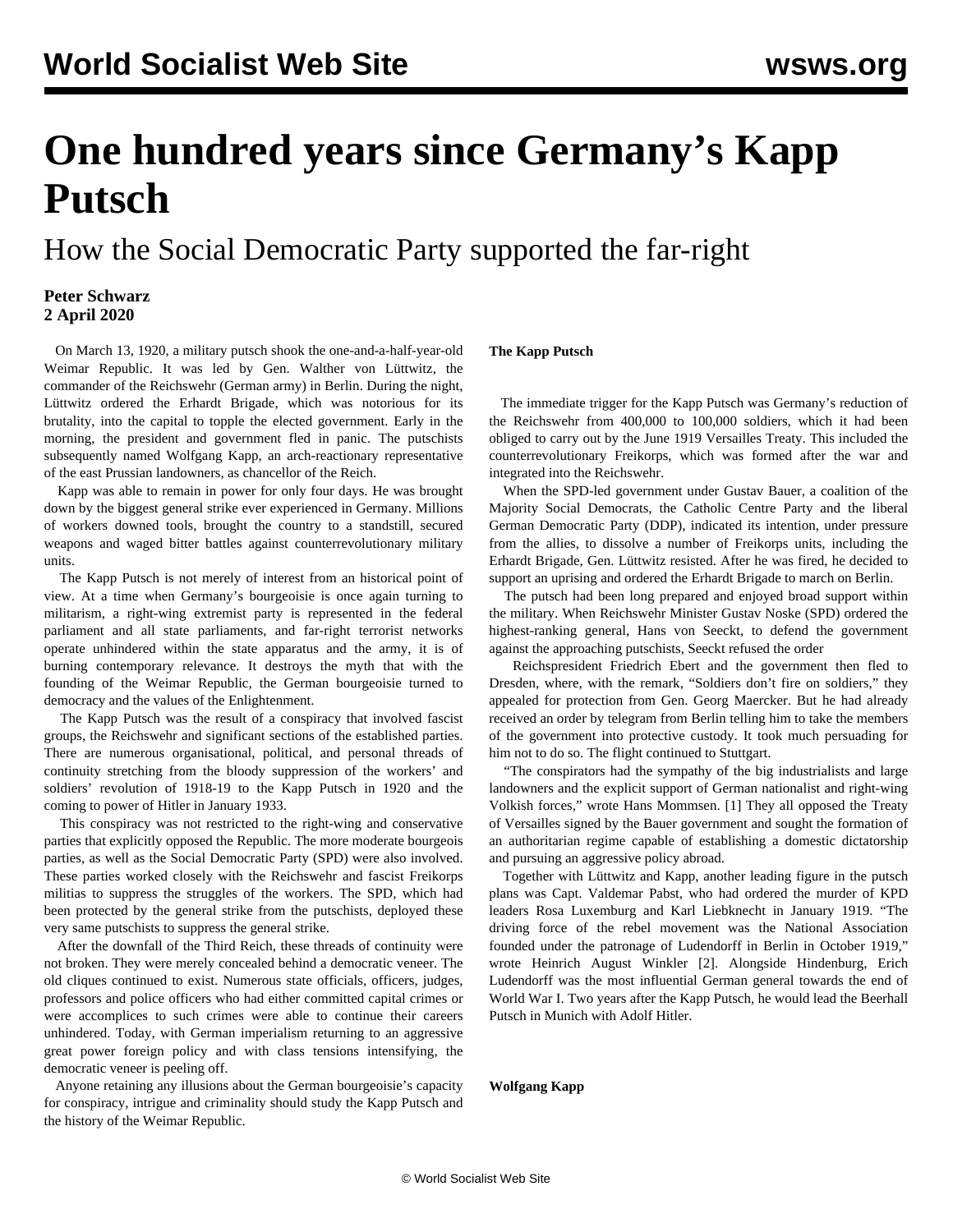# One hundred years since Germany's Kapp Putsch

## How the Social Democratic Party supported the far-right

**Peter Schwarz**
**2 April 2020**

On March 13, 1920, a military putsch shook the one-and-a-half-year-old Weimar Republic. It was led by Gen. Walther von Lüttwitz, the commander of the Reichswehr (German army) in Berlin. During the night, Lüttwitz ordered the Erhardt Brigade, which was notorious for its brutality, into the capital to topple the elected government. Early in the morning, the president and government fled in panic. The putschists subsequently named Wolfgang Kapp, an arch-reactionary representative of the east Prussian landowners, as chancellor of the Reich.

Kapp was able to remain in power for only four days. He was brought down by the biggest general strike ever experienced in Germany. Millions of workers downed tools, brought the country to a standstill, secured weapons and waged bitter battles against counterrevolutionary military units.

The Kapp Putsch is not merely of interest from an historical point of view. At a time when Germany's bourgeoisie is once again turning to militarism, a right-wing extremist party is represented in the federal parliament and all state parliaments, and far-right terrorist networks operate unhindered within the state apparatus and the army, it is of burning contemporary relevance. It destroys the myth that with the founding of the Weimar Republic, the German bourgeoisie turned to democracy and the values of the Enlightenment.

The Kapp Putsch was the result of a conspiracy that involved fascist groups, the Reichswehr and significant sections of the established parties. There are numerous organisational, political, and personal threads of continuity stretching from the bloody suppression of the workers' and soldiers' revolution of 1918-19 to the Kapp Putsch in 1920 and the coming to power of Hitler in January 1933.

This conspiracy was not restricted to the right-wing and conservative parties that explicitly opposed the Republic. The more moderate bourgeois parties, as well as the Social Democratic Party (SPD) were also involved. These parties worked closely with the Reichswehr and fascist Freikorps militias to suppress the struggles of the workers. The SPD, which had been protected by the general strike from the putschists, deployed these very same putschists to suppress the general strike.

After the downfall of the Third Reich, these threads of continuity were not broken. They were merely concealed behind a democratic veneer. The old cliques continued to exist. Numerous state officials, officers, judges, professors and police officers who had either committed capital crimes or were accomplices to such crimes were able to continue their careers unhindered. Today, with German imperialism returning to an aggressive great power foreign policy and with class tensions intensifying, the democratic veneer is peeling off.

Anyone retaining any illusions about the German bourgeoisie's capacity for conspiracy, intrigue and criminality should study the Kapp Putsch and the history of the Weimar Republic.

**The Kapp Putsch**

The immediate trigger for the Kapp Putsch was Germany's reduction of the Reichswehr from 400,000 to 100,000 soldiers, which it had been obliged to carry out by the June 1919 Versailles Treaty. This included the counterrevolutionary Freikorps, which was formed after the war and integrated into the Reichswehr.

When the SPD-led government under Gustav Bauer, a coalition of the Majority Social Democrats, the Catholic Centre Party and the liberal German Democratic Party (DDP), indicated its intention, under pressure from the allies, to dissolve a number of Freikorps units, including the Erhardt Brigade, Gen. Lüttwitz resisted. After he was fired, he decided to support an uprising and ordered the Erhardt Brigade to march on Berlin.

The putsch had been long prepared and enjoyed broad support within the military. When Reichswehr Minister Gustav Noske (SPD) ordered the highest-ranking general, Hans von Seeckt, to defend the government against the approaching putschists, Seeckt refused the order

Reichspresident Friedrich Ebert and the government then fled to Dresden, where, with the remark, "Soldiers don't fire on soldiers," they appealed for protection from Gen. Georg Maercker. But he had already received an order by telegram from Berlin telling him to take the members of the government into protective custody. It took much persuading for him not to do so. The flight continued to Stuttgart.

"The conspirators had the sympathy of the big industrialists and large landowners and the explicit support of German nationalist and right-wing Volkish forces," wrote Hans Mommsen. [1] They all opposed the Treaty of Versailles signed by the Bauer government and sought the formation of an authoritarian regime capable of establishing a domestic dictatorship and pursuing an aggressive policy abroad.

Together with Lüttwitz and Kapp, another leading figure in the putsch plans was Capt. Valdemar Pabst, who had ordered the murder of KPD leaders Rosa Luxemburg and Karl Liebknecht in January 1919. "The driving force of the rebel movement was the National Association founded under the patronage of Ludendorff in Berlin in October 1919," wrote Heinrich August Winkler [2]. Alongside Hindenburg, Erich Ludendorff was the most influential German general towards the end of World War I. Two years after the Kapp Putsch, he would lead the Beerhall Putsch in Munich with Adolf Hitler.

**Wolfgang Kapp**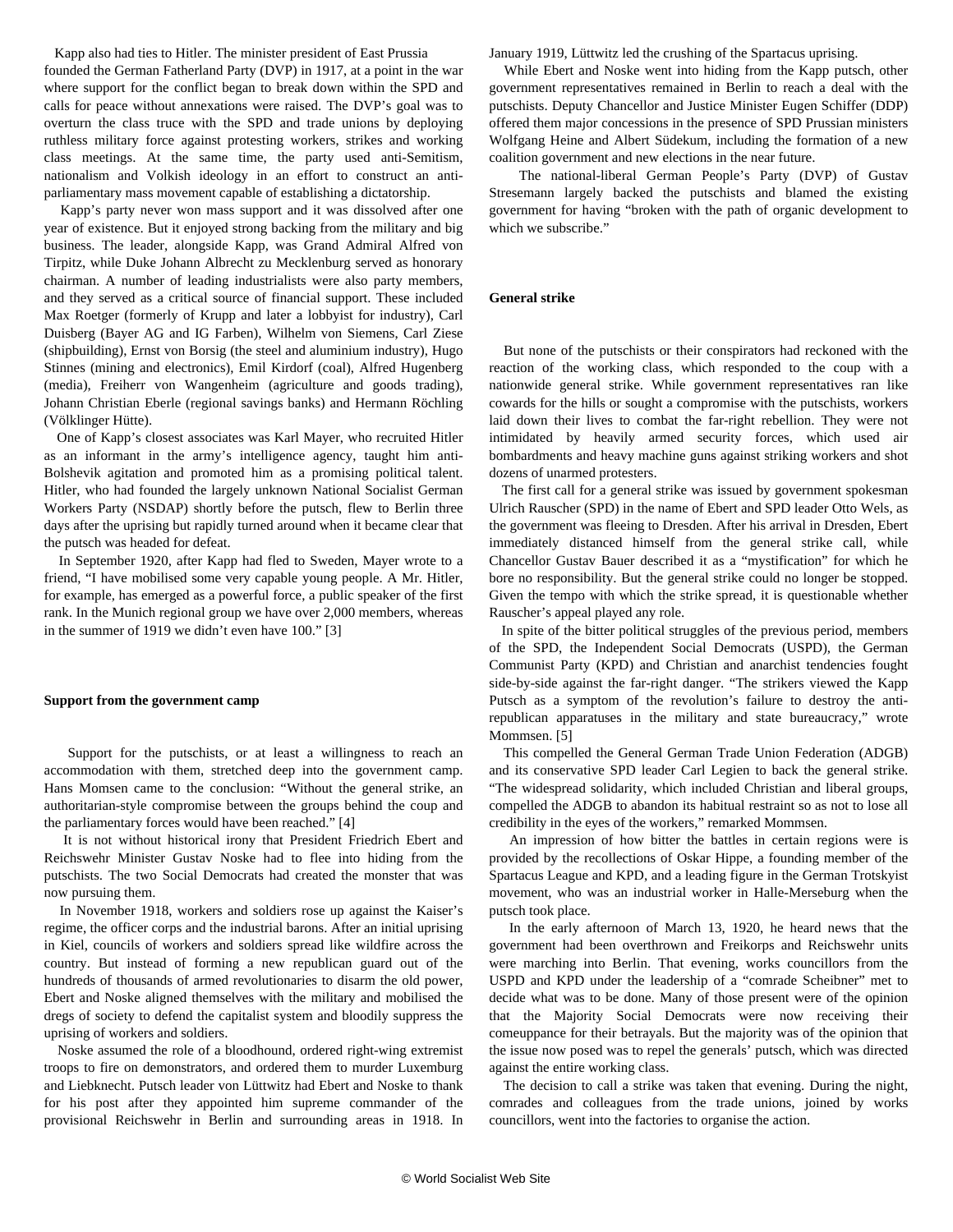Kapp also had ties to Hitler. The minister president of East Prussia founded the German Fatherland Party (DVP) in 1917, at a point in the war where support for the conflict began to break down within the SPD and calls for peace without annexations were raised. The DVP's goal was to overturn the class truce with the SPD and trade unions by deploying ruthless military force against protesting workers, strikes and working class meetings. At the same time, the party used anti-Semitism, nationalism and Volkish ideology in an effort to construct an anti-parliamentary mass movement capable of establishing a dictatorship.

Kapp's party never won mass support and it was dissolved after one year of existence. But it enjoyed strong backing from the military and big business. The leader, alongside Kapp, was Grand Admiral Alfred von Tirpitz, while Duke Johann Albrecht zu Mecklenburg served as honorary chairman. A number of leading industrialists were also party members, and they served as a critical source of financial support. These included Max Roetger (formerly of Krupp and later a lobbyist for industry), Carl Duisberg (Bayer AG and IG Farben), Wilhelm von Siemens, Carl Ziese (shipbuilding), Ernst von Borsig (the steel and aluminium industry), Hugo Stinnes (mining and electronics), Emil Kirdorf (coal), Alfred Hugenberg (media), Freiherr von Wangenheim (agriculture and goods trading), Johann Christian Eberle (regional savings banks) and Hermann Röchling (Völklinger Hütte).

One of Kapp's closest associates was Karl Mayer, who recruited Hitler as an informant in the army's intelligence agency, taught him anti-Bolshevik agitation and promoted him as a promising political talent. Hitler, who had founded the largely unknown National Socialist German Workers Party (NSDAP) shortly before the putsch, flew to Berlin three days after the uprising but rapidly turned around when it became clear that the putsch was headed for defeat.

In September 1920, after Kapp had fled to Sweden, Mayer wrote to a friend, "I have mobilised some very capable young people. A Mr. Hitler, for example, has emerged as a powerful force, a public speaker of the first rank. In the Munich regional group we have over 2,000 members, whereas in the summer of 1919 we didn't even have 100." [3]

### Support from the government camp

Support for the putschists, or at least a willingness to reach an accommodation with them, stretched deep into the government camp. Hans Momsen came to the conclusion: "Without the general strike, an authoritarian-style compromise between the groups behind the coup and the parliamentary forces would have been reached." [4]

It is not without historical irony that President Friedrich Ebert and Reichswehr Minister Gustav Noske had to flee into hiding from the putschists. The two Social Democrats had created the monster that was now pursuing them.

In November 1918, workers and soldiers rose up against the Kaiser's regime, the officer corps and the industrial barons. After an initial uprising in Kiel, councils of workers and soldiers spread like wildfire across the country. But instead of forming a new republican guard out of the hundreds of thousands of armed revolutionaries to disarm the old power, Ebert and Noske aligned themselves with the military and mobilised the dregs of society to defend the capitalist system and bloodily suppress the uprising of workers and soldiers.

Noske assumed the role of a bloodhound, ordered right-wing extremist troops to fire on demonstrators, and ordered them to murder Luxemburg and Liebknecht. Putsch leader von Lüttwitz had Ebert and Noske to thank for his post after they appointed him supreme commander of the provisional Reichswehr in Berlin and surrounding areas in 1918. In January 1919, Lüttwitz led the crushing of the Spartacus uprising.

While Ebert and Noske went into hiding from the Kapp putsch, other government representatives remained in Berlin to reach a deal with the putschists. Deputy Chancellor and Justice Minister Eugen Schiffer (DDP) offered them major concessions in the presence of SPD Prussian ministers Wolfgang Heine and Albert Südekum, including the formation of a new coalition government and new elections in the near future.

The national-liberal German People's Party (DVP) of Gustav Stresemann largely backed the putschists and blamed the existing government for having "broken with the path of organic development to which we subscribe."

### General strike

But none of the putschists or their conspirators had reckoned with the reaction of the working class, which responded to the coup with a nationwide general strike. While government representatives ran like cowards for the hills or sought a compromise with the putschists, workers laid down their lives to combat the far-right rebellion. They were not intimidated by heavily armed security forces, which used air bombardments and heavy machine guns against striking workers and shot dozens of unarmed protesters.

The first call for a general strike was issued by government spokesman Ulrich Rauscher (SPD) in the name of Ebert and SPD leader Otto Wels, as the government was fleeing to Dresden. After his arrival in Dresden, Ebert immediately distanced himself from the general strike call, while Chancellor Gustav Bauer described it as a "mystification" for which he bore no responsibility. But the general strike could no longer be stopped. Given the tempo with which the strike spread, it is questionable whether Rauscher's appeal played any role.

In spite of the bitter political struggles of the previous period, members of the SPD, the Independent Social Democrats (USPD), the German Communist Party (KPD) and Christian and anarchist tendencies fought side-by-side against the far-right danger. "The strikers viewed the Kapp Putsch as a symptom of the revolution's failure to destroy the anti-republican apparatuses in the military and state bureaucracy," wrote Mommsen. [5]

This compelled the General German Trade Union Federation (ADGB) and its conservative SPD leader Carl Legien to back the general strike. "The widespread solidarity, which included Christian and liberal groups, compelled the ADGB to abandon its habitual restraint so as not to lose all credibility in the eyes of the workers," remarked Mommsen.

An impression of how bitter the battles in certain regions were is provided by the recollections of Oskar Hippe, a founding member of the Spartacus League and KPD, and a leading figure in the German Trotskyist movement, who was an industrial worker in Halle-Merseburg when the putsch took place.

In the early afternoon of March 13, 1920, he heard news that the government had been overthrown and Freikorps and Reichswehr units were marching into Berlin. That evening, works councillors from the USPD and KPD under the leadership of a "comrade Scheibner" met to decide what was to be done. Many of those present were of the opinion that the Majority Social Democrats were now receiving their comeuppance for their betrayals. But the majority was of the opinion that the issue now posed was to repel the generals' putsch, which was directed against the entire working class.

The decision to call a strike was taken that evening. During the night, comrades and colleagues from the trade unions, joined by works councillors, went into the factories to organise the action.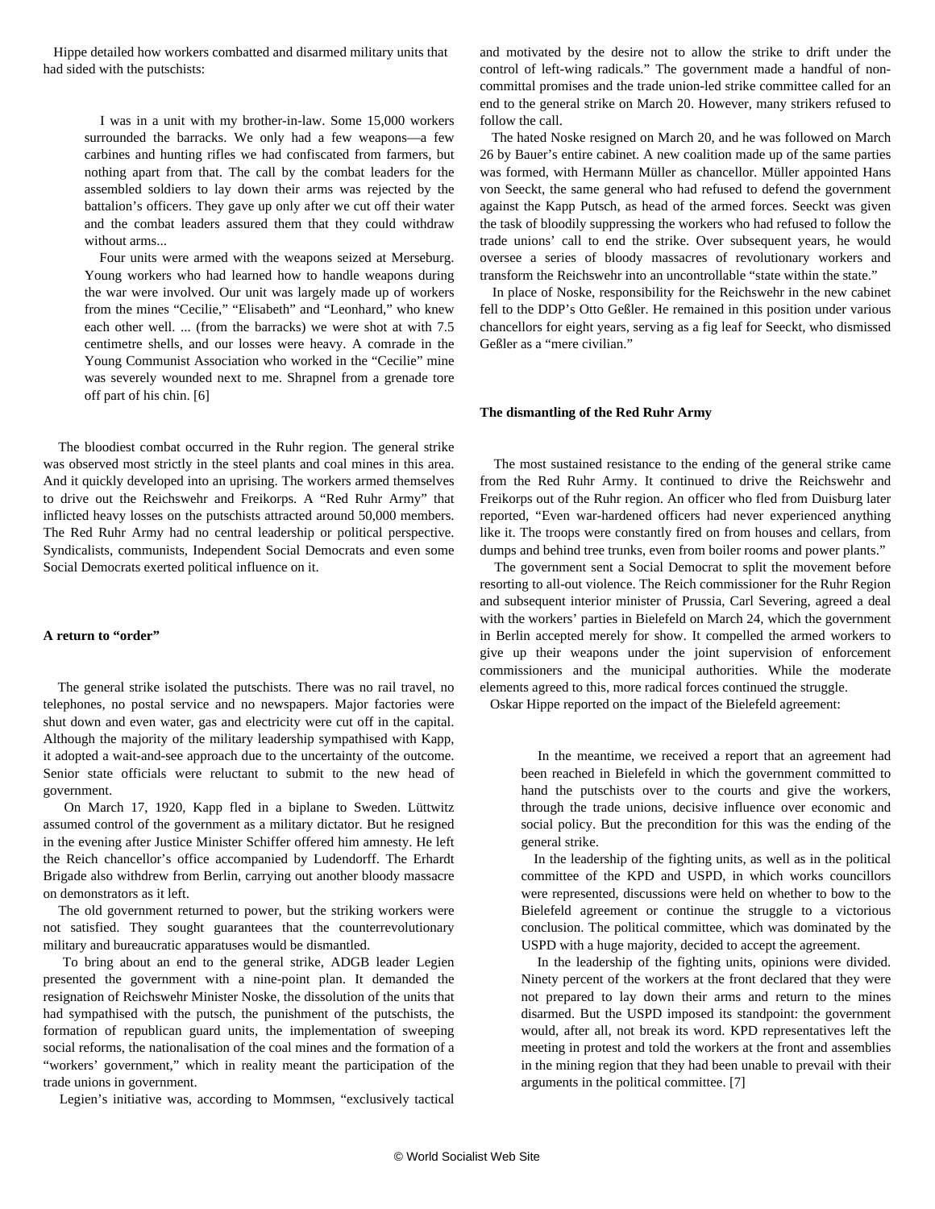Hippe detailed how workers combatted and disarmed military units that had sided with the putschists:

> I was in a unit with my brother-in-law. Some 15,000 workers surrounded the barracks. We only had a few weapons—a few carbines and hunting rifles we had confiscated from farmers, but nothing apart from that. The call by the combat leaders for the assembled soldiers to lay down their arms was rejected by the battalion's officers. They gave up only after we cut off their water and the combat leaders assured them that they could withdraw without arms...
>
> Four units were armed with the weapons seized at Merseburg. Young workers who had learned how to handle weapons during the war were involved. Our unit was largely made up of workers from the mines "Cecilie," "Elisabeth" and "Leonhard," who knew each other well. ... (from the barracks) we were shot at with 7.5 centimetre shells, and our losses were heavy. A comrade in the Young Communist Association who worked in the "Cecilie" mine was severely wounded next to me. Shrapnel from a grenade tore off part of his chin. [6]

The bloodiest combat occurred in the Ruhr region. The general strike was observed most strictly in the steel plants and coal mines in this area. And it quickly developed into an uprising. The workers armed themselves to drive out the Reichswehr and Freikorps. A "Red Ruhr Army" that inflicted heavy losses on the putschists attracted around 50,000 members. The Red Ruhr Army had no central leadership or political perspective. Syndicalists, communists, Independent Social Democrats and even some Social Democrats exerted political influence on it.

**A return to "order"**

The general strike isolated the putschists. There was no rail travel, no telephones, no postal service and no newspapers. Major factories were shut down and even water, gas and electricity were cut off in the capital. Although the majority of the military leadership sympathised with Kapp, it adopted a wait-and-see approach due to the uncertainty of the outcome. Senior state officials were reluctant to submit to the new head of government.

On March 17, 1920, Kapp fled in a biplane to Sweden. Lüttwitz assumed control of the government as a military dictator. But he resigned in the evening after Justice Minister Schiffer offered him amnesty. He left the Reich chancellor's office accompanied by Ludendorff. The Erhardt Brigade also withdrew from Berlin, carrying out another bloody massacre on demonstrators as it left.

The old government returned to power, but the striking workers were not satisfied. They sought guarantees that the counterrevolutionary military and bureaucratic apparatuses would be dismantled.

To bring about an end to the general strike, ADGB leader Legien presented the government with a nine-point plan. It demanded the resignation of Reichswehr Minister Noske, the dissolution of the units that had sympathised with the putsch, the punishment of the putschists, the formation of republican guard units, the implementation of sweeping social reforms, the nationalisation of the coal mines and the formation of a "workers' government," which in reality meant the participation of the trade unions in government.

Legien's initiative was, according to Mommsen, "exclusively tactical and motivated by the desire not to allow the strike to drift under the control of left-wing radicals." The government made a handful of non-committal promises and the trade union-led strike committee called for an end to the general strike on March 20. However, many strikers refused to follow the call.

The hated Noske resigned on March 20, and he was followed on March 26 by Bauer's entire cabinet. A new coalition made up of the same parties was formed, with Hermann Müller as chancellor. Müller appointed Hans von Seeckt, the same general who had refused to defend the government against the Kapp Putsch, as head of the armed forces. Seeckt was given the task of bloodily suppressing the workers who had refused to follow the trade unions' call to end the strike. Over subsequent years, he would oversee a series of bloody massacres of revolutionary workers and transform the Reichswehr into an uncontrollable "state within the state."

In place of Noske, responsibility for the Reichswehr in the new cabinet fell to the DDP's Otto Geßler. He remained in this position under various chancellors for eight years, serving as a fig leaf for Seeckt, who dismissed Geßler as a "mere civilian."

**The dismantling of the Red Ruhr Army**

The most sustained resistance to the ending of the general strike came from the Red Ruhr Army. It continued to drive the Reichswehr and Freikorps out of the Ruhr region. An officer who fled from Duisburg later reported, "Even war-hardened officers had never experienced anything like it. The troops were constantly fired on from houses and cellars, from dumps and behind tree trunks, even from boiler rooms and power plants."

The government sent a Social Democrat to split the movement before resorting to all-out violence. The Reich commissioner for the Ruhr Region and subsequent interior minister of Prussia, Carl Severing, agreed a deal with the workers' parties in Bielefeld on March 24, which the government in Berlin accepted merely for show. It compelled the armed workers to give up their weapons under the joint supervision of enforcement commissioners and the municipal authorities. While the moderate elements agreed to this, more radical forces continued the struggle.

Oskar Hippe reported on the impact of the Bielefeld agreement:

> In the meantime, we received a report that an agreement had been reached in Bielefeld in which the government committed to hand the putschists over to the courts and give the workers, through the trade unions, decisive influence over economic and social policy. But the precondition for this was the ending of the general strike.
>
> In the leadership of the fighting units, as well as in the political committee of the KPD and USPD, in which works councillors were represented, discussions were held on whether to bow to the Bielefeld agreement or continue the struggle to a victorious conclusion. The political committee, which was dominated by the USPD with a huge majority, decided to accept the agreement.
>
> In the leadership of the fighting units, opinions were divided. Ninety percent of the workers at the front declared that they were not prepared to lay down their arms and return to the mines disarmed. But the USPD imposed its standpoint: the government would, after all, not break its word. KPD representatives left the meeting in protest and told the workers at the front and assemblies in the mining region that they had been unable to prevail with their arguments in the political committee. [7]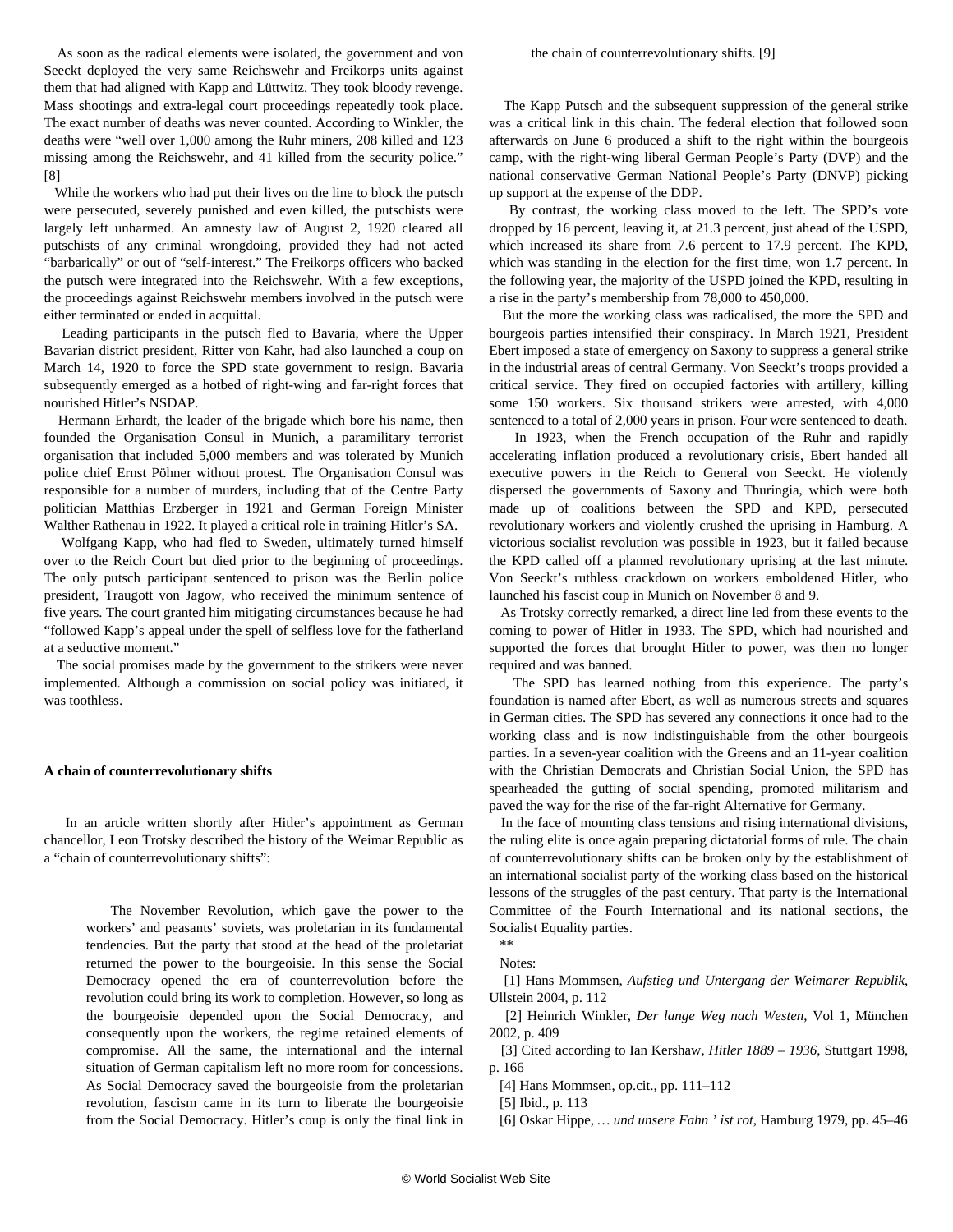As soon as the radical elements were isolated, the government and von Seeckt deployed the very same Reichswehr and Freikorps units against them that had aligned with Kapp and Lüttwitz. They took bloody revenge. Mass shootings and extra-legal court proceedings repeatedly took place. The exact number of deaths was never counted. According to Winkler, the deaths were "well over 1,000 among the Ruhr miners, 208 killed and 123 missing among the Reichswehr, and 41 killed from the security police." [8]

While the workers who had put their lives on the line to block the putsch were persecuted, severely punished and even killed, the putschists were largely left unharmed. An amnesty law of August 2, 1920 cleared all putschists of any criminal wrongdoing, provided they had not acted "barbarically" or out of "self-interest." The Freikorps officers who backed the putsch were integrated into the Reichswehr. With a few exceptions, the proceedings against Reichswehr members involved in the putsch were either terminated or ended in acquittal.

Leading participants in the putsch fled to Bavaria, where the Upper Bavarian district president, Ritter von Kahr, had also launched a coup on March 14, 1920 to force the SPD state government to resign. Bavaria subsequently emerged as a hotbed of right-wing and far-right forces that nourished Hitler's NSDAP.

Hermann Erhardt, the leader of the brigade which bore his name, then founded the Organisation Consul in Munich, a paramilitary terrorist organisation that included 5,000 members and was tolerated by Munich police chief Ernst Pöhner without protest. The Organisation Consul was responsible for a number of murders, including that of the Centre Party politician Matthias Erzberger in 1921 and German Foreign Minister Walther Rathenau in 1922. It played a critical role in training Hitler's SA.

Wolfgang Kapp, who had fled to Sweden, ultimately turned himself over to the Reich Court but died prior to the beginning of proceedings. The only putsch participant sentenced to prison was the Berlin police president, Traugott von Jagow, who received the minimum sentence of five years. The court granted him mitigating circumstances because he had "followed Kapp's appeal under the spell of selfless love for the fatherland at a seductive moment."

The social promises made by the government to the strikers were never implemented. Although a commission on social policy was initiated, it was toothless.

**A chain of counterrevolutionary shifts**

In an article written shortly after Hitler's appointment as German chancellor, Leon Trotsky described the history of the Weimar Republic as a "chain of counterrevolutionary shifts":

> The November Revolution, which gave the power to the workers' and peasants' soviets, was proletarian in its fundamental tendencies. But the party that stood at the head of the proletariat returned the power to the bourgeoisie. In this sense the Social Democracy opened the era of counterrevolution before the revolution could bring its work to completion. However, so long as the bourgeoisie depended upon the Social Democracy, and consequently upon the workers, the regime retained elements of compromise. All the same, the international and the internal situation of German capitalism left no more room for concessions. As Social Democracy saved the bourgeoisie from the proletarian revolution, fascism came in its turn to liberate the bourgeoisie from the Social Democracy. Hitler's coup is only the final link in the chain of counterrevolutionary shifts. [9]

The Kapp Putsch and the subsequent suppression of the general strike was a critical link in this chain. The federal election that followed soon afterwards on June 6 produced a shift to the right within the bourgeois camp, with the right-wing liberal German People's Party (DVP) and the national conservative German National People's Party (DNVP) picking up support at the expense of the DDP.

By contrast, the working class moved to the left. The SPD's vote dropped by 16 percent, leaving it, at 21.3 percent, just ahead of the USPD, which increased its share from 7.6 percent to 17.9 percent. The KPD, which was standing in the election for the first time, won 1.7 percent. In the following year, the majority of the USPD joined the KPD, resulting in a rise in the party's membership from 78,000 to 450,000.

But the more the working class was radicalised, the more the SPD and bourgeois parties intensified their conspiracy. In March 1921, President Ebert imposed a state of emergency on Saxony to suppress a general strike in the industrial areas of central Germany. Von Seeckt's troops provided a critical service. They fired on occupied factories with artillery, killing some 150 workers. Six thousand strikers were arrested, with 4,000 sentenced to a total of 2,000 years in prison. Four were sentenced to death.

In 1923, when the French occupation of the Ruhr and rapidly accelerating inflation produced a revolutionary crisis, Ebert handed all executive powers in the Reich to General von Seeckt. He violently dispersed the governments of Saxony and Thuringia, which were both made up of coalitions between the SPD and KPD, persecuted revolutionary workers and violently crushed the uprising in Hamburg. A victorious socialist revolution was possible in 1923, but it failed because the KPD called off a planned revolutionary uprising at the last minute. Von Seeckt's ruthless crackdown on workers emboldened Hitler, who launched his fascist coup in Munich on November 8 and 9.

As Trotsky correctly remarked, a direct line led from these events to the coming to power of Hitler in 1933. The SPD, which had nourished and supported the forces that brought Hitler to power, was then no longer required and was banned.

The SPD has learned nothing from this experience. The party's foundation is named after Ebert, as well as numerous streets and squares in German cities. The SPD has severed any connections it once had to the working class and is now indistinguishable from the other bourgeois parties. In a seven-year coalition with the Greens and an 11-year coalition with the Christian Democrats and Christian Social Union, the SPD has spearheaded the gutting of social spending, promoted militarism and paved the way for the rise of the far-right Alternative for Germany.

In the face of mounting class tensions and rising international divisions, the ruling elite is once again preparing dictatorial forms of rule. The chain of counterrevolutionary shifts can be broken only by the establishment of an international socialist party of the working class based on the historical lessons of the struggles of the past century. That party is the International Committee of the Fourth International and its national sections, the Socialist Equality parties.

**

Notes:

[1] Hans Mommsen, *Aufstieg und Untergang der Weimarer Republik*, Ullstein 2004, p. 112

[2] Heinrich Winkler, *Der lange Weg nach Westen*, Vol 1, München 2002, p. 409

[3] Cited according to Ian Kershaw, *Hitler 1889 – 1936*, Stuttgart 1998, p. 166

[4] Hans Mommsen, op.cit., pp. 111–112

[5] Ibid., p. 113

[6] Oskar Hippe, *… und unsere Fahn ' ist rot*, Hamburg 1979, pp. 45–46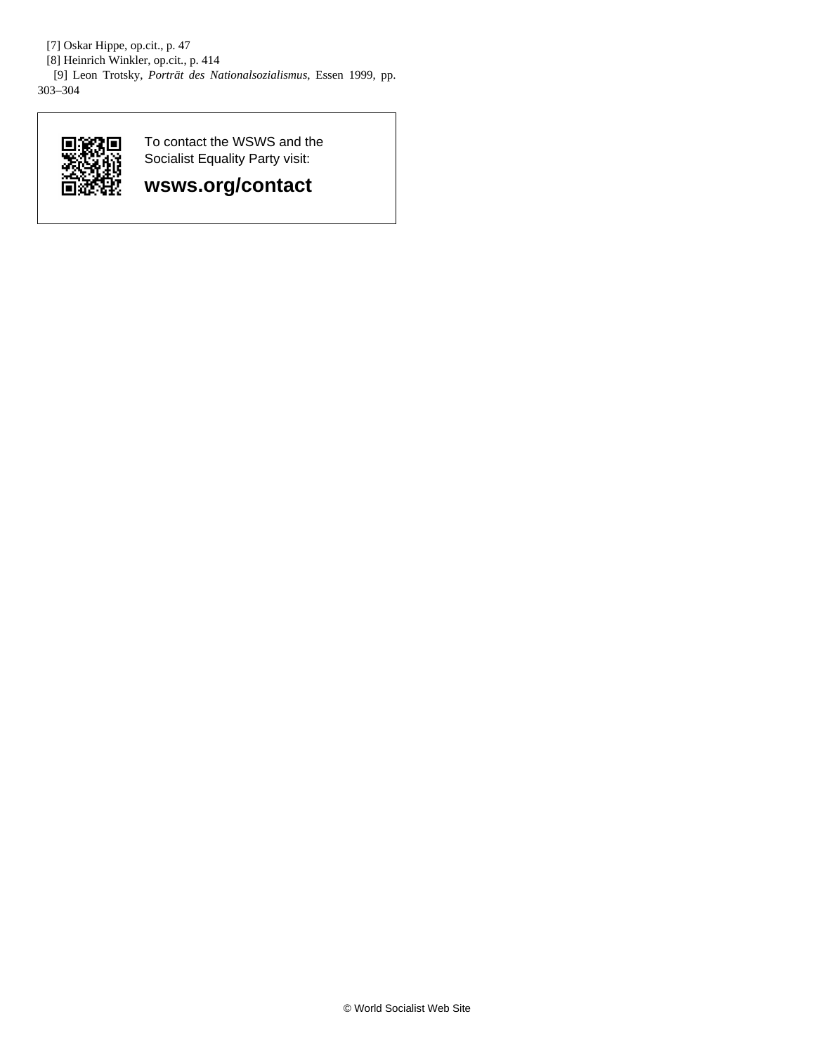[7] Oskar Hippe, op.cit., p. 47

[8] Heinrich Winkler, op.cit., p. 414

[9] Leon Trotsky, *Porträt des Nationalsozialismus*, Essen 1999, pp. 303–304

To contact the WSWS and the Socialist Equality Party visit:

**wsws.org/contact**